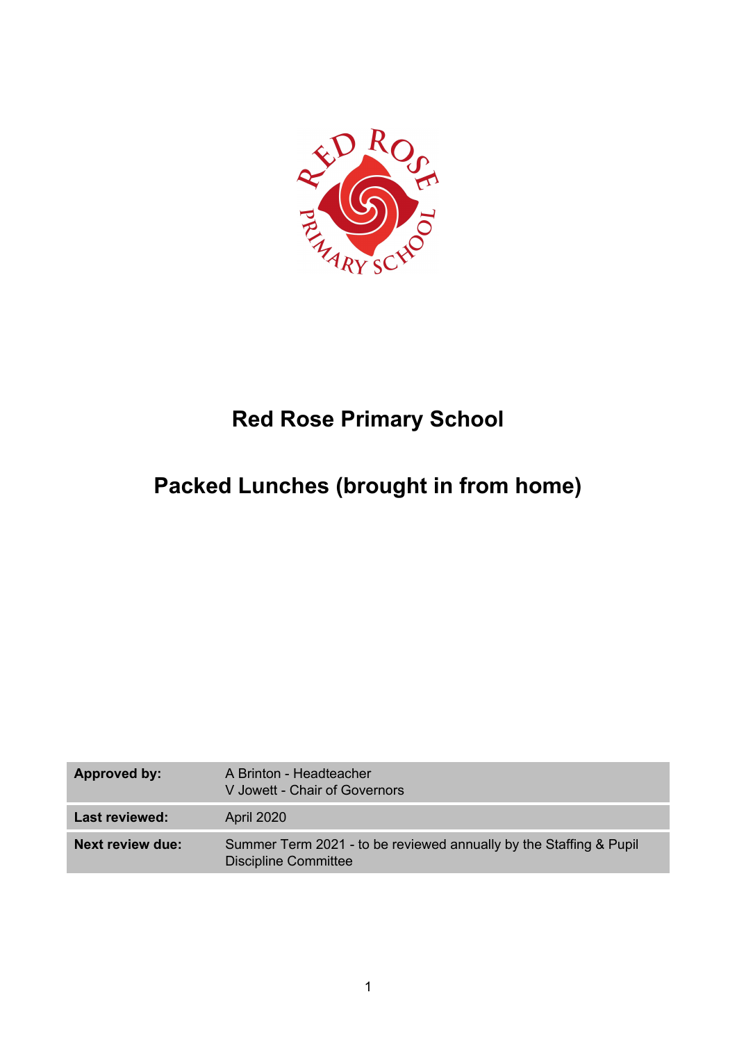# Red Rose Primary School

## Packed Lunches (brought in from home)

| | |
|---|---|
| **Approved by:** | A Brinton - Headteacher<br>V Jowett - Chair of Governors |
| **Last reviewed:** | April 2020 |
| **Next review due:** | Summer Term 2021 - to be reviewed annually by the Staffing & Pupil Discipline Committee |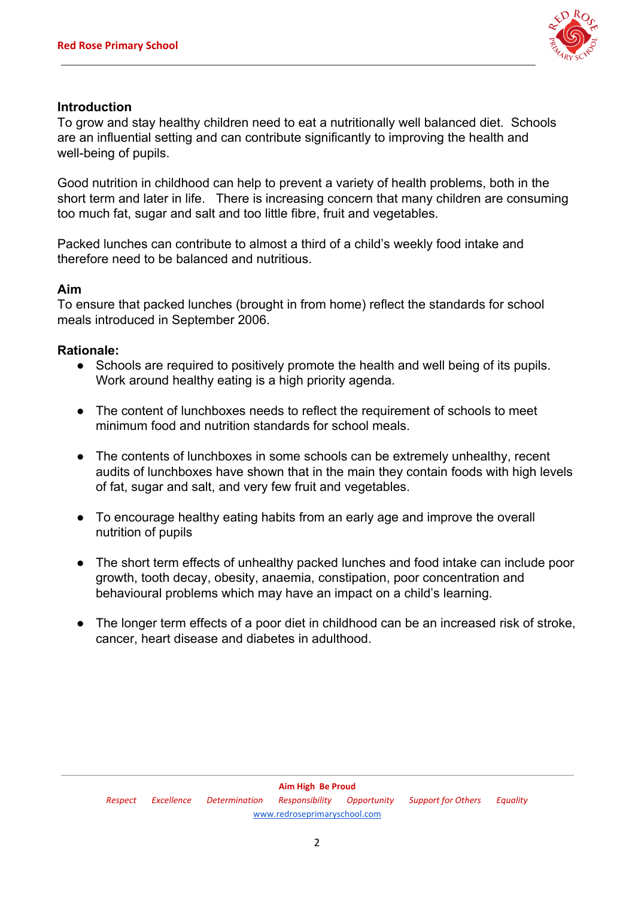**Introduction**

To grow and stay healthy children need to eat a nutritionally well balanced diet. Schools are an influential setting and can contribute significantly to improving the health and well-being of pupils.

Good nutrition in childhood can help to prevent a variety of health problems, both in the short term and later in life. There is increasing concern that many children are consuming too much fat, sugar and salt and too little fibre, fruit and vegetables.

Packed lunches can contribute to almost a third of a child's weekly food intake and therefore need to be balanced and nutritious.

**Aim**

To ensure that packed lunches (brought in from home) reflect the standards for school meals introduced in September 2006.

**Rationale:**

- Schools are required to positively promote the health and well being of its pupils. Work around healthy eating is a high priority agenda.
- The content of lunchboxes needs to reflect the requirement of schools to meet minimum food and nutrition standards for school meals.
- The contents of lunchboxes in some schools can be extremely unhealthy, recent audits of lunchboxes have shown that in the main they contain foods with high levels of fat, sugar and salt, and very few fruit and vegetables.
- To encourage healthy eating habits from an early age and improve the overall nutrition of pupils
- The short term effects of unhealthy packed lunches and food intake can include poor growth, tooth decay, obesity, anaemia, constipation, poor concentration and behavioural problems which may have an impact on a child's learning.
- The longer term effects of a poor diet in childhood can be an increased risk of stroke, cancer, heart disease and diabetes in adulthood.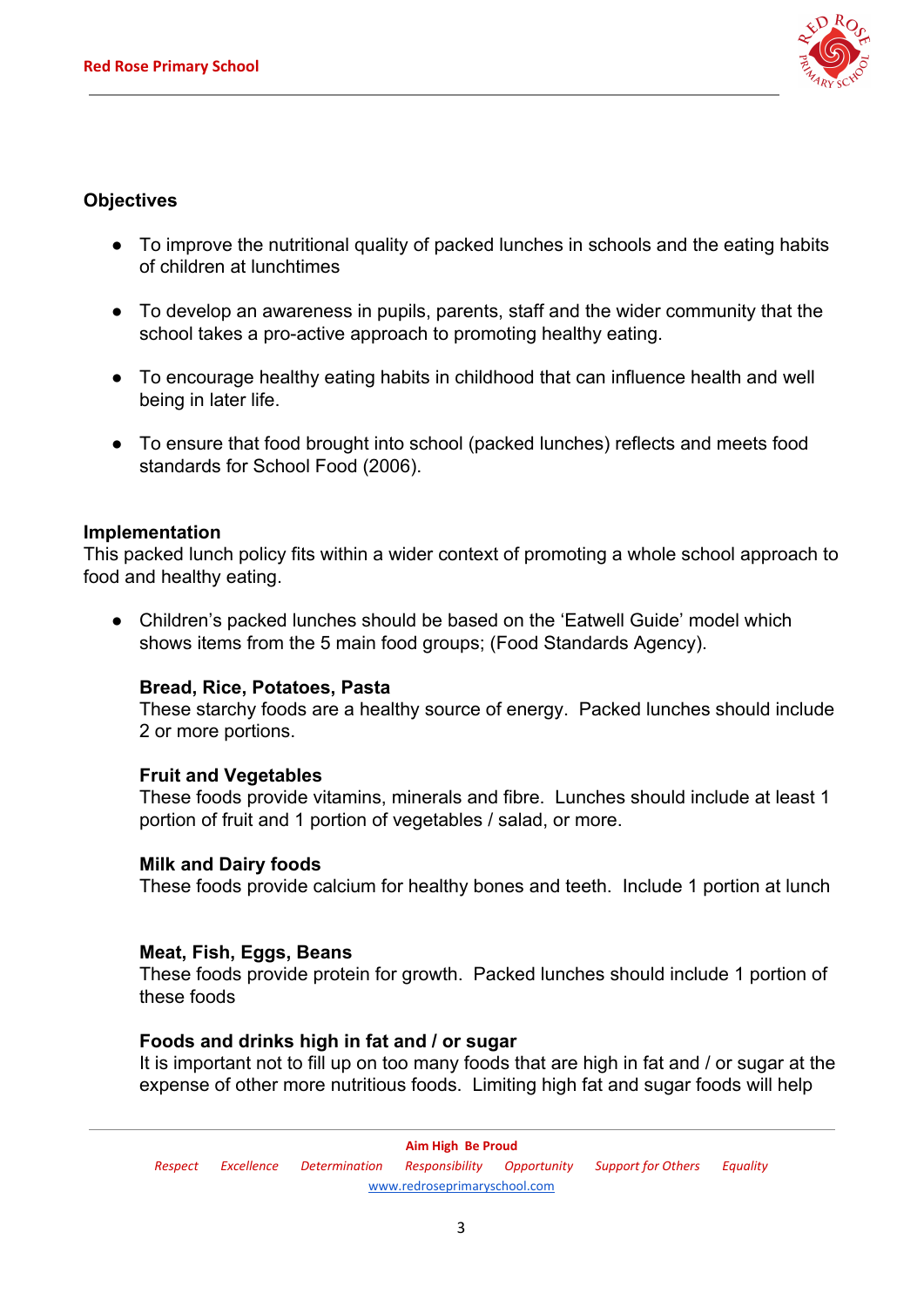## Objectives

- To improve the nutritional quality of packed lunches in schools and the eating habits of children at lunchtimes
- To develop an awareness in pupils, parents, staff and the wider community that the school takes a pro-active approach to promoting healthy eating.
- To encourage healthy eating habits in childhood that can influence health and well being in later life.
- To ensure that food brought into school (packed lunches) reflects and meets food standards for School Food (2006).

## Implementation

This packed lunch policy fits within a wider context of promoting a whole school approach to food and healthy eating.

- Children's packed lunches should be based on the 'Eatwell Guide' model which shows items from the 5 main food groups; (Food Standards Agency).

  **Bread, Rice, Potatoes, Pasta**
  These starchy foods are a healthy source of energy. Packed lunches should include 2 or more portions.

  **Fruit and Vegetables**
  These foods provide vitamins, minerals and fibre. Lunches should include at least 1 portion of fruit and 1 portion of vegetables / salad, or more.

  **Milk and Dairy foods**
  These foods provide calcium for healthy bones and teeth. Include 1 portion at lunch

  **Meat, Fish, Eggs, Beans**
  These foods provide protein for growth. Packed lunches should include 1 portion of these foods

  **Foods and drinks high in fat and / or sugar**
  It is important not to fill up on too many foods that are high in fat and / or sugar at the expense of other more nutritious foods. Limiting high fat and sugar foods will help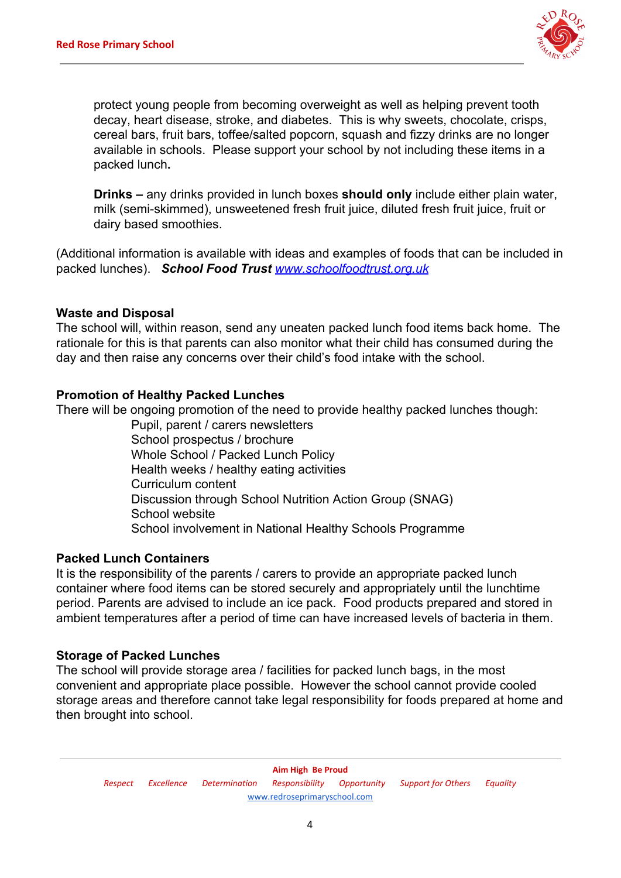protect young people from becoming overweight as well as helping prevent tooth decay, heart disease, stroke, and diabetes. This is why sweets, chocolate, crisps, cereal bars, fruit bars, toffee/salted popcorn, squash and fizzy drinks are no longer available in schools. Please support your school by not including these items in a packed lunch**.**

**Drinks –** any drinks provided in lunch boxes **should only** include either plain water, milk (semi-skimmed), unsweetened fresh fruit juice, diluted fresh fruit juice, fruit or dairy based smoothies.

(Additional information is available with ideas and examples of foods that can be included in packed lunches). ***School Food Trust*** *[www.schoolfoodtrust.org.uk](http://www.schoolfoodtrust.org.uk)*

**Waste and Disposal**
The school will, within reason, send any uneaten packed lunch food items back home. The rationale for this is that parents can also monitor what their child has consumed during the day and then raise any concerns over their child's food intake with the school.

**Promotion of Healthy Packed Lunches**
There will be ongoing promotion of the need to provide healthy packed lunches though:

- Pupil, parent / carers newsletters
- School prospectus / brochure
- Whole School / Packed Lunch Policy
- Health weeks / healthy eating activities
- Curriculum content
- Discussion through School Nutrition Action Group (SNAG)
- School website
- School involvement in National Healthy Schools Programme

**Packed Lunch Containers**
It is the responsibility of the parents / carers to provide an appropriate packed lunch container where food items can be stored securely and appropriately until the lunchtime period. Parents are advised to include an ice pack. Food products prepared and stored in ambient temperatures after a period of time can have increased levels of bacteria in them.

**Storage of Packed Lunches**
The school will provide storage area / facilities for packed lunch bags, in the most convenient and appropriate place possible. However the school cannot provide cooled storage areas and therefore cannot take legal responsibility for foods prepared at home and then brought into school.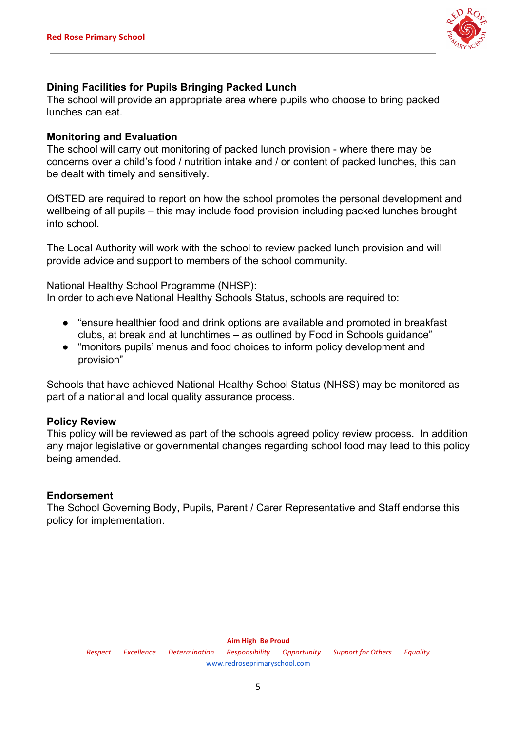### Dining Facilities for Pupils Bringing Packed Lunch

The school will provide an appropriate area where pupils who choose to bring packed lunches can eat.

### Monitoring and Evaluation

The school will carry out monitoring of packed lunch provision - where there may be concerns over a child's food / nutrition intake and / or content of packed lunches, this can be dealt with timely and sensitively.

OfSTED are required to report on how the school promotes the personal development and wellbeing of all pupils – this may include food provision including packed lunches brought into school.

The Local Authority will work with the school to review packed lunch provision and will provide advice and support to members of the school community.

National Healthy School Programme (NHSP):
In order to achieve National Healthy Schools Status, schools are required to:

- "ensure healthier food and drink options are available and promoted in breakfast clubs, at break and at lunchtimes – as outlined by Food in Schools guidance"
- "monitors pupils' menus and food choices to inform policy development and provision"

Schools that have achieved National Healthy School Status (NHSS) may be monitored as part of a national and local quality assurance process.

### Policy Review

This policy will be reviewed as part of the schools agreed policy review process. In addition any major legislative or governmental changes regarding school food may lead to this policy being amended.

### Endorsement

The School Governing Body, Pupils, Parent / Carer Representative and Staff endorse this policy for implementation.